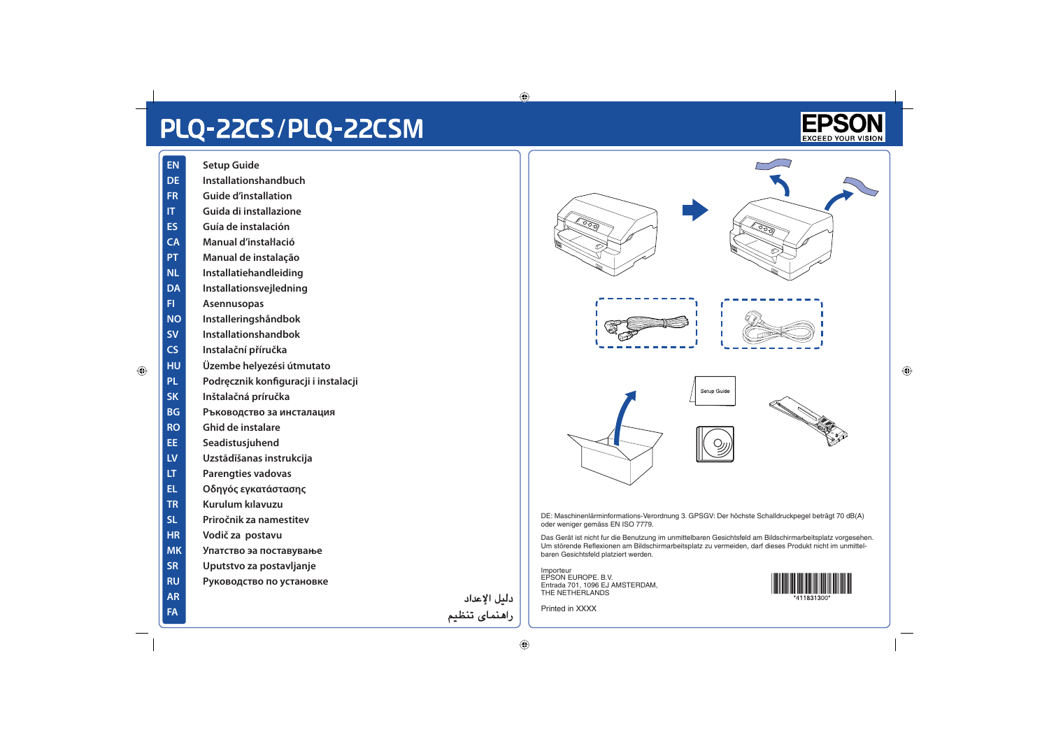# PLQ-22CS/PLQ-22CSM

EPSON
EXCEED YOUR VISION

| | |
|---|---|
| EN | Setup Guide |
| DE | Installationshandbuch |
| FR | Guide d’installation |
| IT | Guida di installazione |
| ES | Guía de instalación |
| CA | Manual d’instal·lació |
| PT | Manual de instalação |
| NL | Installatiehandleiding |
| DA | Installationsvejledning |
| FI | Asennusopas |
| NO | Installeringshåndbok |
| SV | Installationshandbok |
| CS | Instalační příručka |
| HU | Üzembe helyezési útmutato |
| PL | Podręcznik konfiguracji i instalacji |
| SK | Inštalačná príručka |
| BG | Ръководство за инсталация |
| RO | Ghid de instalare |
| EE | Seadistusjuhend |
| LV | Uzstādīšanas instrukcija |
| LT | Parengties vadovas |
| EL | Οδηγός εγκατάστασης |
| TR | Kurulum kılavuzu |
| SL | Priročnik za namestitev |
| HR | Vodič za postavu |
| MK | Упатство за поставување |
| SR | Uputstvo za postavljanje |
| RU | Руководство по установке |
| AR | دليل الإعداد |
| FA | راهنمای تنظیم |

Setup Guide

DE: Maschinenlärminformations-Verordnung 3. GPSGV: Der höchste Schalldruckpegel beträgt 70 dB(A) oder weniger gemäss EN ISO 7779.

Das Gerät ist nicht fur die Benutzung im unmittelbaren Gesichtsfeld am Bildschirmarbeitsplatz vorgesehen. Um störende Reflexionen am Bildschirmarbeitsplatz zu vermeiden, darf dieses Produkt nicht im unmittelbaren Gesichtsfeld platziert werden.

Importeur
EPSON EUROPE. B.V.
Entrada 701, 1096 EJ AMSTERDAM,
THE NETHERLANDS

*411831300*

Printed in XXXX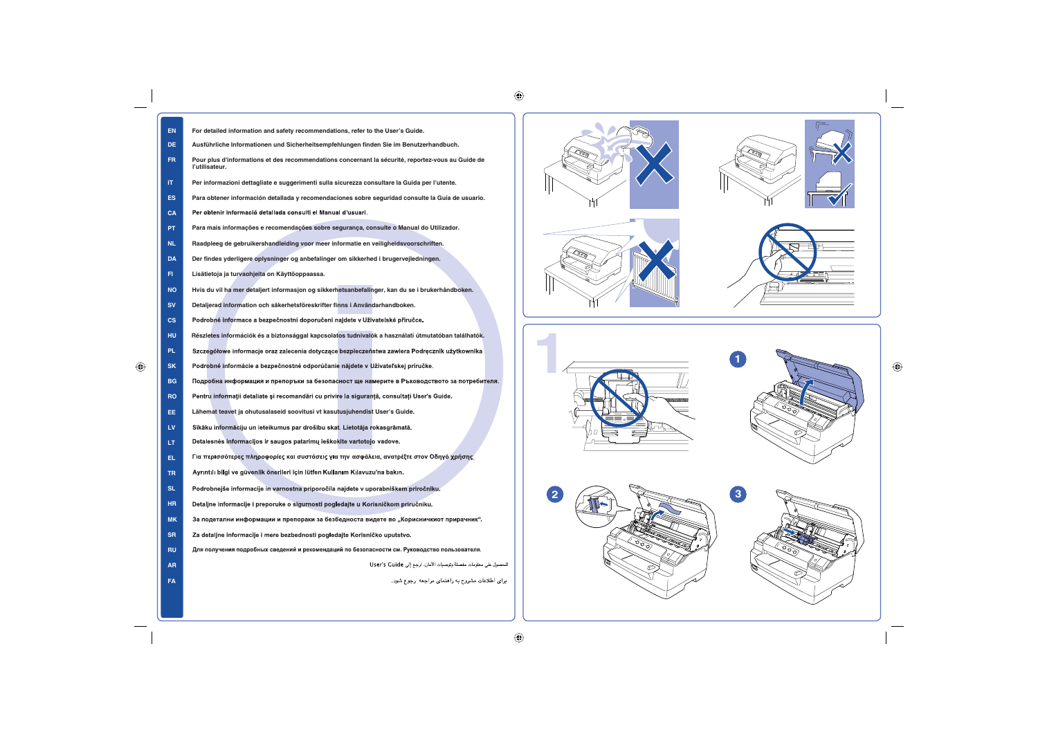EN For detailed information and safety recommendations, refer to the User's Guide.

DE Ausführliche Informationen und Sicherheitsempfehlungen finden Sie im Benutzerhandbuch.

FR Pour plus d'informations et des recommendations concernant la sécurité, reportez-vous au Guide de l'utilisateur.

IT Per informazioni dettagliate e suggerimenti sulla sicurezza consultare la Guida per l'utente.

ES Para obtener información detallada y recomendaciones sobre seguridad consulte la Guía de usuario.

CA Per obtenir informació detallada consulti el Manual d'usuari.

PT Para mais informações e recomendações sobre segurança, consulte o Manual do Utilizador.

NL Raadpleeg de gebruikershandleiding voor meer informatie en veiligheidsvoorschriften.

DA Der findes yderligere oplysninger og anbefalinger om sikkerhed i brugervejledningen.

FI Lisätietoja ja turvaohjeita on Käyttöoppaassa.

NO Hvis du vil ha mer detaljert informasjon og sikkerhetsanbefalinger, kan du se i brukerhåndboken.

SV Detaljerad information och säkerhetsföreskrifter finns i Användarhandboken.

CS Podrobné informace a bezpečnostní doporučení najdete v Uživatelské příručce.

HU Részletes információk és a biztonsággal kapcsolatos tudnivalók a használati útmutatóban találhatók.

PL Szczegółowe informacje oraz zalecenia dotyczące bezpieczeństwa zawiera Podręcznik użytkownika

SK Podrobné informácie a bezpečnostné odporúčanie nájdete v Užívateľskej príručke.

BG Подробна информация и препоръки за безопасност ще намерите в Ръководството за потребителя.

RO Pentru informaţii detaliate şi recomandări cu privire la siguranţă, consultaţi User's Guide.

EE Lähemat teavet ja ohutusalaseid soovitusi vt kasutusjuhendist User's Guide.

LV Sīkāku informāciju un ieteikumus par drošību skat. Lietotāja rokasgrāmatā.

LT Detalesnės informacijos ir saugos patarimų ieškokite vartotojo vadove.

EL Για περισσότερες πληροφορίες και συστάσεις για την ασφάλεια, ανατρέξτε στον Οδηγό χρήσης.

TR Ayrıntılı bilgi ve güvenlik önerileri için lütfen Kullanım Kılavuzu'na bakın.

SL Podrobnejše informacije in varnostna priporočila najdete v uporabniškem priročniku.

HR Detaljne informacije i preporuke o sigurnosti pogledajte u Korisničkom priručniku.

MK За подетални информации и препораки за безбедноста видете во „Корисничкиот прирачник".

SR Za detaljne informacije i mere bezbednosti pogledajte Korisničko uputstvo.

RU Для получения подробных сведений и рекомендаций по безопасности см. Руководство пользователя.

AR للحصول على معلومات مفصلة وتوصيات الأمان، ارجع إلى User's Guide

FA برای اطلاعات مشروح به راهنمای مراجعه رجوع شود.

1

1

2

3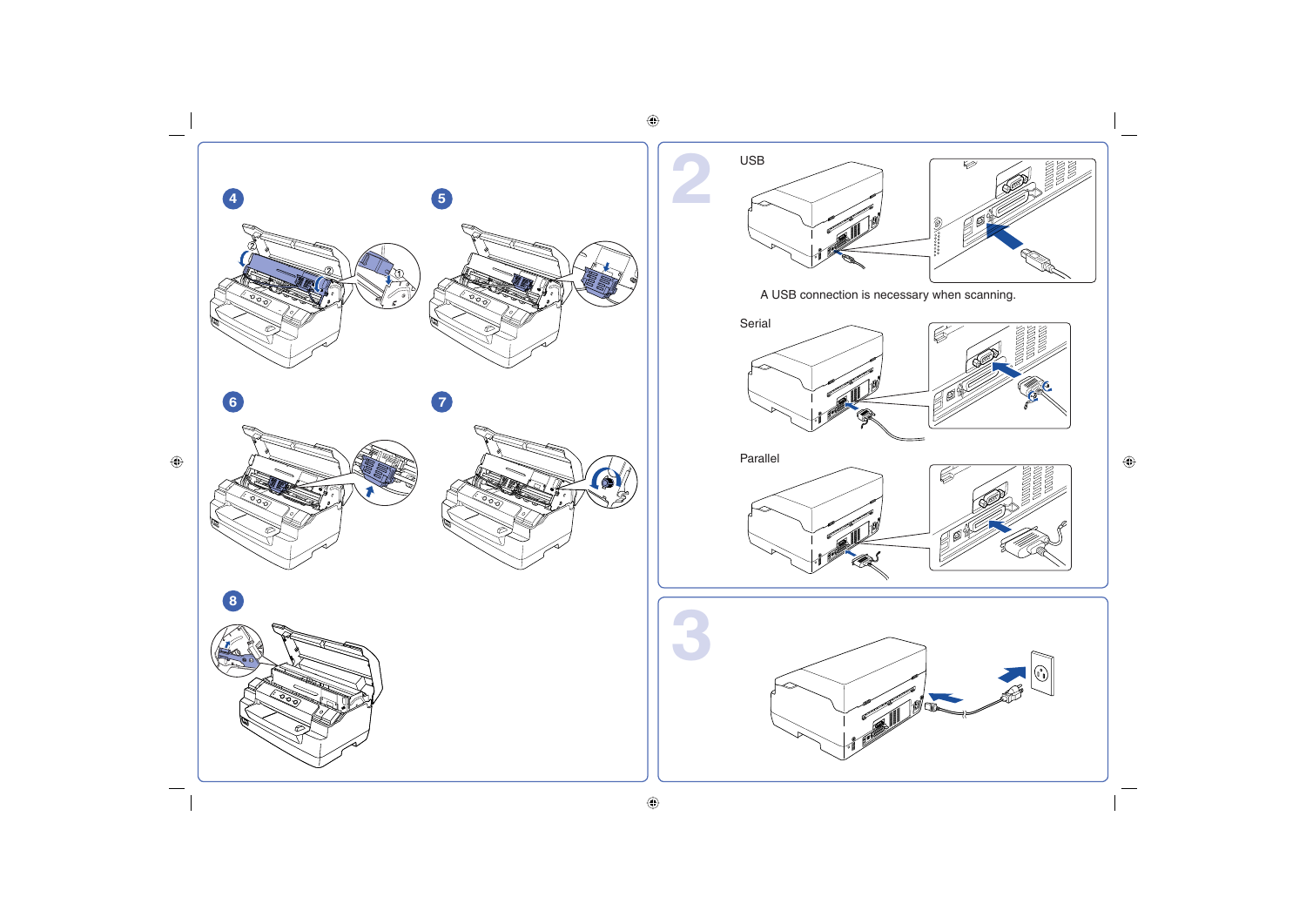4

5

6

7

8

## 2

USB

A USB connection is necessary when scanning.

Serial

Parallel

## 3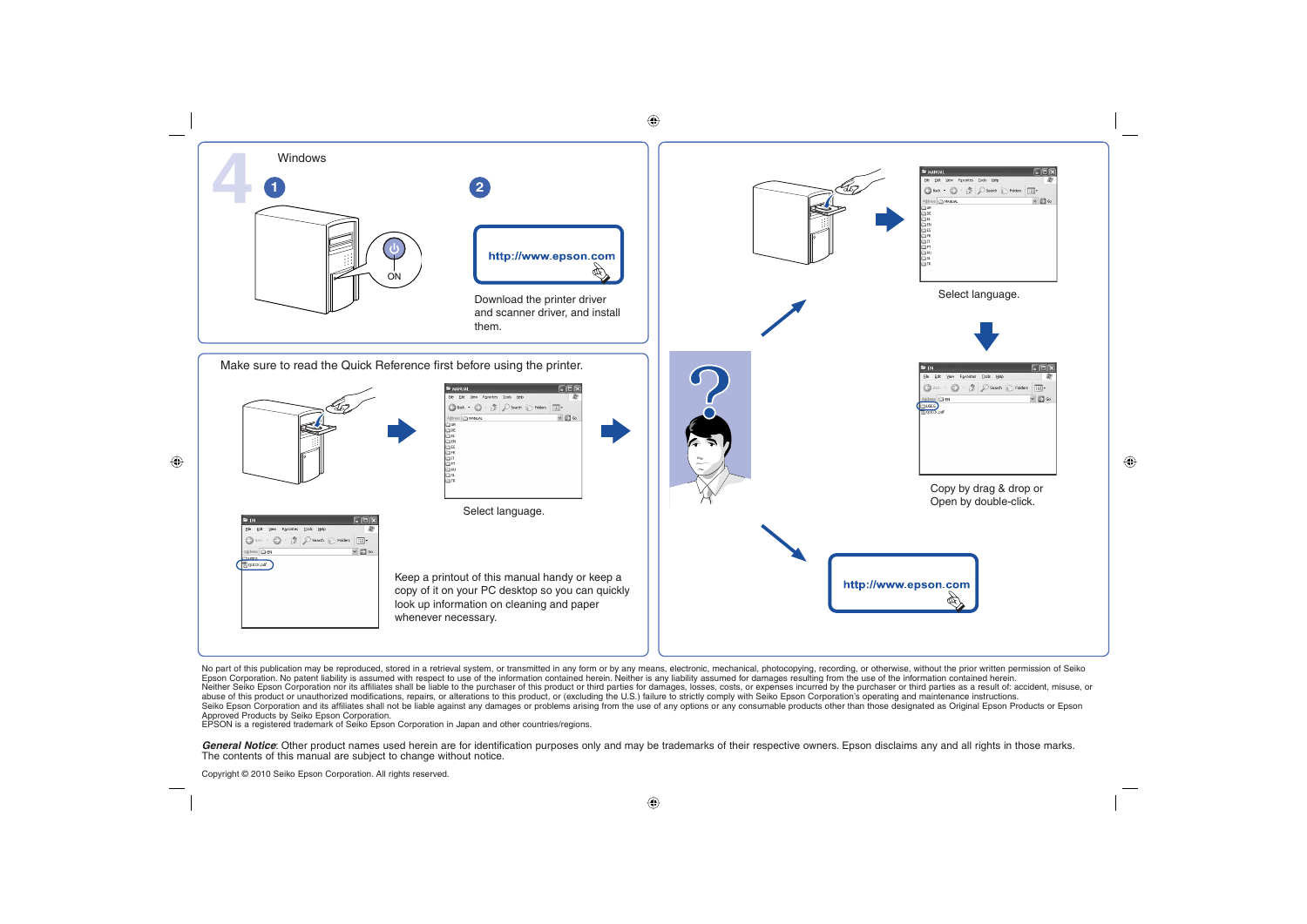## 4 Windows

**1**

ON

**2**

http://www.epson.com

Download the printer driver and scanner driver, and install them.

Make sure to read the Quick Reference first before using the printer.

Select language.

Keep a printout of this manual handy or keep a copy of it on your PC desktop so you can quickly look up information on cleaning and paper whenever necessary.

Select language.

Copy by drag & drop or Open by double-click.

http://www.epson.com

No part of this publication may be reproduced, stored in a retrieval system, or transmitted in any form or by any means, electronic, mechanical, photocopying, recording, or otherwise, without the prior written permission of Seiko Epson Corporation. No patent liability is assumed with respect to use of the information contained herein. Neither is any liability assumed for damages resulting from the use of the information contained herein.
Neither Seiko Epson Corporation nor its affiliates shall be liable to the purchaser of this product or third parties for damages, losses, costs, or expenses incurred by the purchaser or third parties as a result of: accident, misuse, or abuse of this product or unauthorized modifications, repairs, or alterations to this product, or (excluding the U.S.) failure to strictly comply with Seiko Epson Corporation's operating and maintenance instructions.
Seiko Epson Corporation and its affiliates shall not be liable against any damages or problems arising from the use of any options or any consumable products other than those designated as Original Epson Products or Epson Approved Products by Seiko Epson Corporation.
EPSON is a registered trademark of Seiko Epson Corporation in Japan and other countries/regions.

***General Notice***: Other product names used herein are for identification purposes only and may be trademarks of their respective owners. Epson disclaims any and all rights in those marks.
The contents of this manual are subject to change without notice.

Copyright © 2010 Seiko Epson Corporation. All rights reserved.